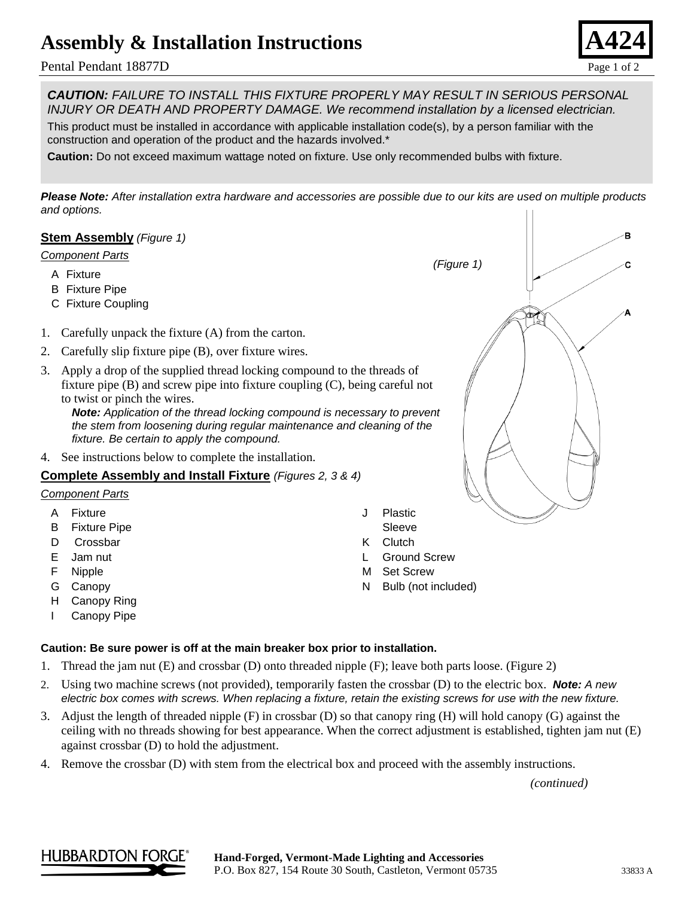# Assembly & Installation Instructions

**A424**

Pental Pendant 18877D

***CAUTION:*** *FAILURE TO INSTALL THIS FIXTURE PROPERLY MAY RESULT IN SERIOUS PERSONAL INJURY OR DEATH AND PROPERTY DAMAGE. We recommend installation by a licensed electrician.*

This product must be installed in accordance with applicable installation code(s), by a person familiar with the construction and operation of the product and the hazards involved.*

**Caution:** Do not exceed maximum wattage noted on fixture. Use only recommended bulbs with fixture.

***Please Note:*** *After installation extra hardware and accessories are possible due to our kits are used on multiple products and options.*

## Stem Assembly *(Figure 1)*

*Component Parts*

- A Fixture
- B Fixture Pipe
- C Fixture Coupling

*(Figure 1)*

1. Carefully unpack the fixture (A) from the carton.
2. Carefully slip fixture pipe (B), over fixture wires.
3. Apply a drop of the supplied thread locking compound to the threads of fixture pipe (B) and screw pipe into fixture coupling (C), being careful not to twist or pinch the wires.
   ***Note:*** *Application of the thread locking compound is necessary to prevent the stem from loosening during regular maintenance and cleaning of the fixture. Be certain to apply the compound.*
4. See instructions below to complete the installation.

## Complete Assembly and Install Fixture *(Figures 2, 3 & 4)*

*Component Parts*

- A Fixture
- B Fixture Pipe
- D Crossbar
- E Jam nut
- F Nipple
- G Canopy
- H Canopy Ring
- I Canopy Pipe
- J Plastic Sleeve
- K Clutch
- L Ground Screw
- M Set Screw
- N Bulb (not included)

**Caution: Be sure power is off at the main breaker box prior to installation.**

1. Thread the jam nut (E) and crossbar (D) onto threaded nipple (F); leave both parts loose. (Figure 2)
2. Using two machine screws (not provided), temporarily fasten the crossbar (D) to the electric box. ***Note:*** *A new electric box comes with screws. When replacing a fixture, retain the existing screws for use with the new fixture.*
3. Adjust the length of threaded nipple (F) in crossbar (D) so that canopy ring (H) will hold canopy (G) against the ceiling with no threads showing for best appearance. When the correct adjustment is established, tighten jam nut (E) against crossbar (D) to hold the adjustment.
4. Remove the crossbar (D) with stem from the electrical box and proceed with the assembly instructions.

*(continued)*

HUBBARDTON FORGE®

**Hand-Forged, Vermont-Made Lighting and Accessories**
P.O. Box 827, 154 Route 30 South, Castleton, Vermont 05735

33833 A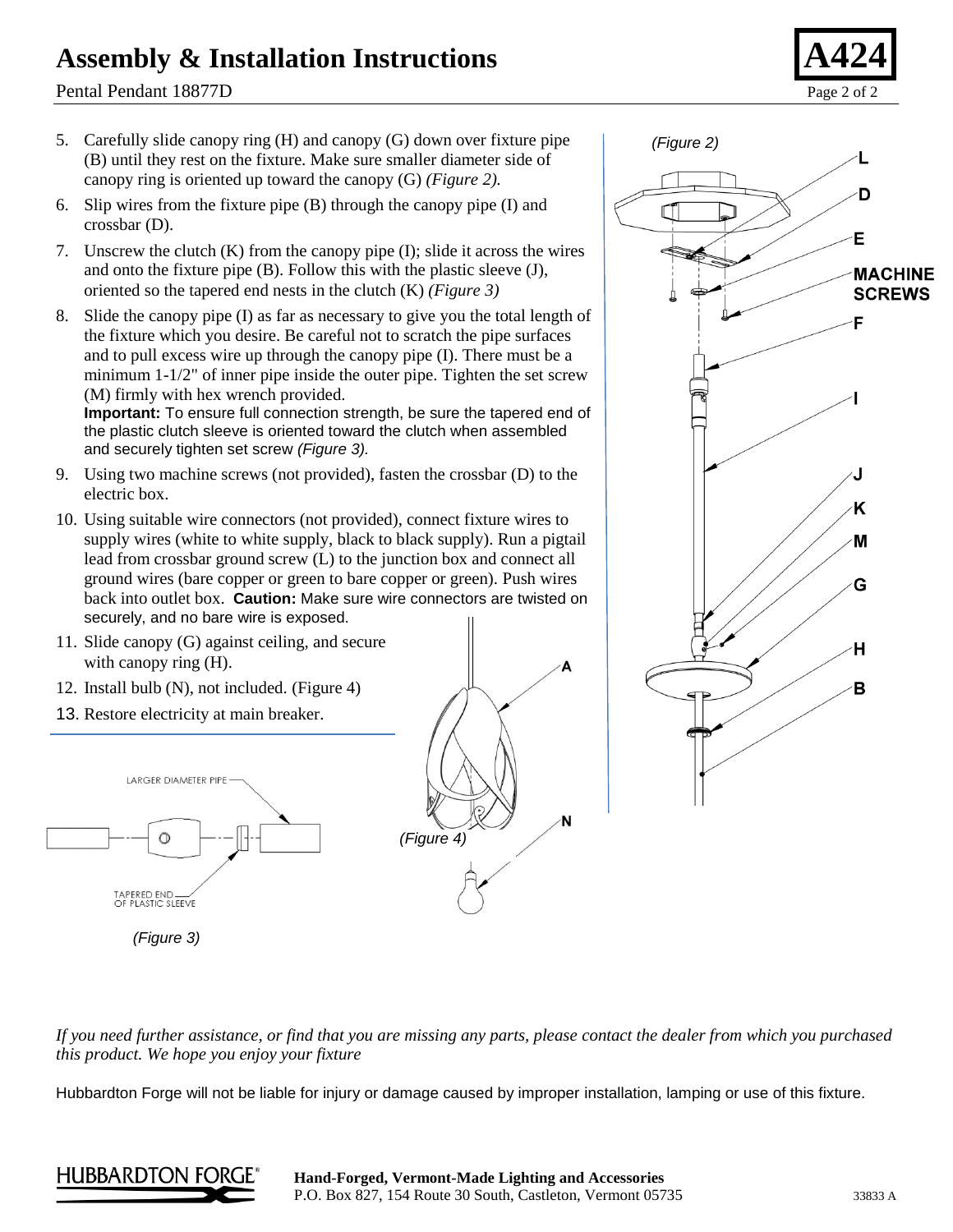# Assembly & Installation Instructions

Pental Pendant 18877D

**A424**

5. Carefully slide canopy ring (H) and canopy (G) down over fixture pipe (B) until they rest on the fixture. Make sure smaller diameter side of canopy ring is oriented up toward the canopy (G) *(Figure 2).*
6. Slip wires from the fixture pipe (B) through the canopy pipe (I) and crossbar (D).
7. Unscrew the clutch (K) from the canopy pipe (I); slide it across the wires and onto the fixture pipe (B). Follow this with the plastic sleeve (J), oriented so the tapered end nests in the clutch (K) *(Figure 3)*
8. Slide the canopy pipe (I) as far as necessary to give you the total length of the fixture which you desire. Be careful not to scratch the pipe surfaces and to pull excess wire up through the canopy pipe (I). There must be a minimum 1-1/2" of inner pipe inside the outer pipe. Tighten the set screw (M) firmly with hex wrench provided.
   **Important:** To ensure full connection strength, be sure the tapered end of the plastic clutch sleeve is oriented toward the clutch when assembled and securely tighten set screw *(Figure 3).*
9. Using two machine screws (not provided), fasten the crossbar (D) to the electric box.
10. Using suitable wire connectors (not provided), connect fixture wires to supply wires (white to white supply, black to black supply). Run a pigtail lead from crossbar ground screw (L) to the junction box and connect all ground wires (bare copper or green to bare copper or green). Push wires back into outlet box. **Caution:** Make sure wire connectors are twisted on securely, and no bare wire is exposed.
11. Slide canopy (G) against ceiling, and secure with canopy ring (H).
12. Install bulb (N), not included. (Figure 4)
13. Restore electricity at main breaker.

*(Figure 2)*

L
D
E
MACHINE SCREWS
F
I
J
K
M
G
H
B

LARGER DIAMETER PIPE

TAPERED END OF PLASTIC SLEEVE

*(Figure 3)*

A

N

*(Figure 4)*

*If you need further assistance, or find that you are missing any parts, please contact the dealer from which you purchased this product. We hope you enjoy your fixture*

Hubbardton Forge will not be liable for injury or damage caused by improper installation, lamping or use of this fixture.

HUBBARDTON FORGE®

**Hand-Forged, Vermont-Made Lighting and Accessories**
P.O. Box 827, 154 Route 30 South, Castleton, Vermont 05735

33833 A